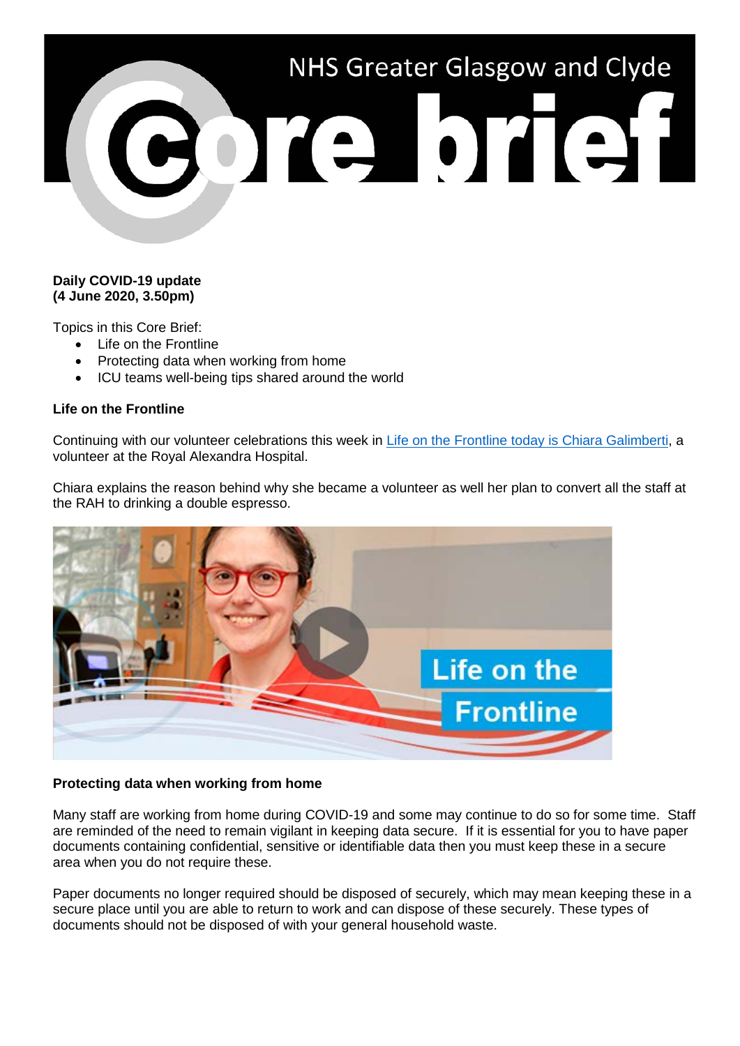# NHS Greater Glasgow and Clyde Core brief

**Daily COVID-19 update**
**(4 June 2020, 3.50pm)**

Topics in this Core Brief:

- Life on the Frontline
- Protecting data when working from home
- ICU teams well-being tips shared around the world

**Life on the Frontline**

Continuing with our volunteer celebrations this week in Life on the Frontline today is Chiara Galimberti, a volunteer at the Royal Alexandra Hospital.

Chiara explains the reason behind why she became a volunteer as well her plan to convert all the staff at the RAH to drinking a double espresso.

**Protecting data when working from home**

Many staff are working from home during COVID-19 and some may continue to do so for some time. Staff are reminded of the need to remain vigilant in keeping data secure. If it is essential for you to have paper documents containing confidential, sensitive or identifiable data then you must keep these in a secure area when you do not require these.

Paper documents no longer required should be disposed of securely, which may mean keeping these in a secure place until you are able to return to work and can dispose of these securely. These types of documents should not be disposed of with your general household waste.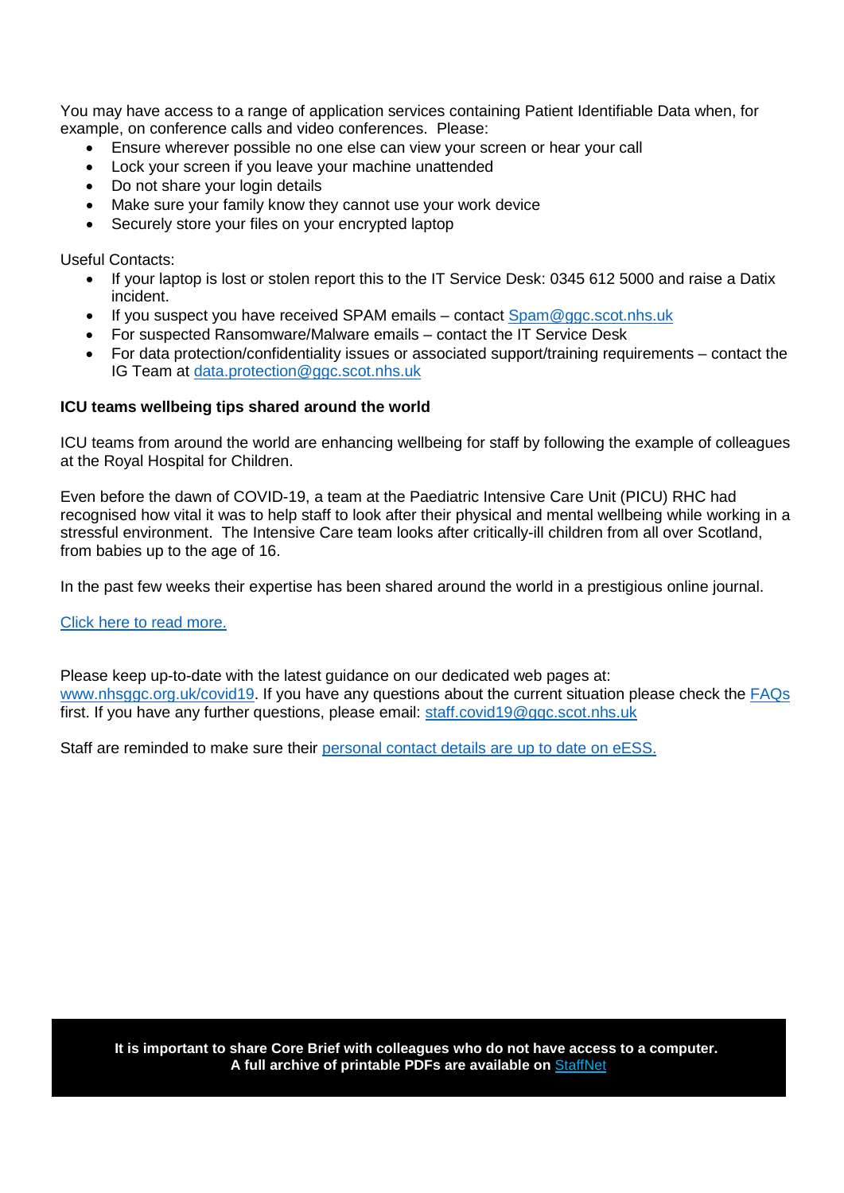You may have access to a range of application services containing Patient Identifiable Data when, for example, on conference calls and video conferences. Please:

- Ensure wherever possible no one else can view your screen or hear your call
- Lock your screen if you leave your machine unattended
- Do not share your login details
- Make sure your family know they cannot use your work device
- Securely store your files on your encrypted laptop

Useful Contacts:

- If your laptop is lost or stolen report this to the IT Service Desk: 0345 612 5000 and raise a Datix incident.
- If you suspect you have received SPAM emails – contact Spam@ggc.scot.nhs.uk
- For suspected Ransomware/Malware emails – contact the IT Service Desk
- For data protection/confidentiality issues or associated support/training requirements – contact the IG Team at data.protection@ggc.scot.nhs.uk

**ICU teams wellbeing tips shared around the world**

ICU teams from around the world are enhancing wellbeing for staff by following the example of colleagues at the Royal Hospital for Children.

Even before the dawn of COVID-19, a team at the Paediatric Intensive Care Unit (PICU) RHC had recognised how vital it was to help staff to look after their physical and mental wellbeing while working in a stressful environment. The Intensive Care team looks after critically-ill children from all over Scotland, from babies up to the age of 16.

In the past few weeks their expertise has been shared around the world in a prestigious online journal.

Click here to read more.

Please keep up-to-date with the latest guidance on our dedicated web pages at: www.nhsggc.org.uk/covid19. If you have any questions about the current situation please check the FAQs first. If you have any further questions, please email: staff.covid19@ggc.scot.nhs.uk

Staff are reminded to make sure their personal contact details are up to date on eESS.

**It is important to share Core Brief with colleagues who do not have access to a computer.**
**A full archive of printable PDFs are available on StaffNet**